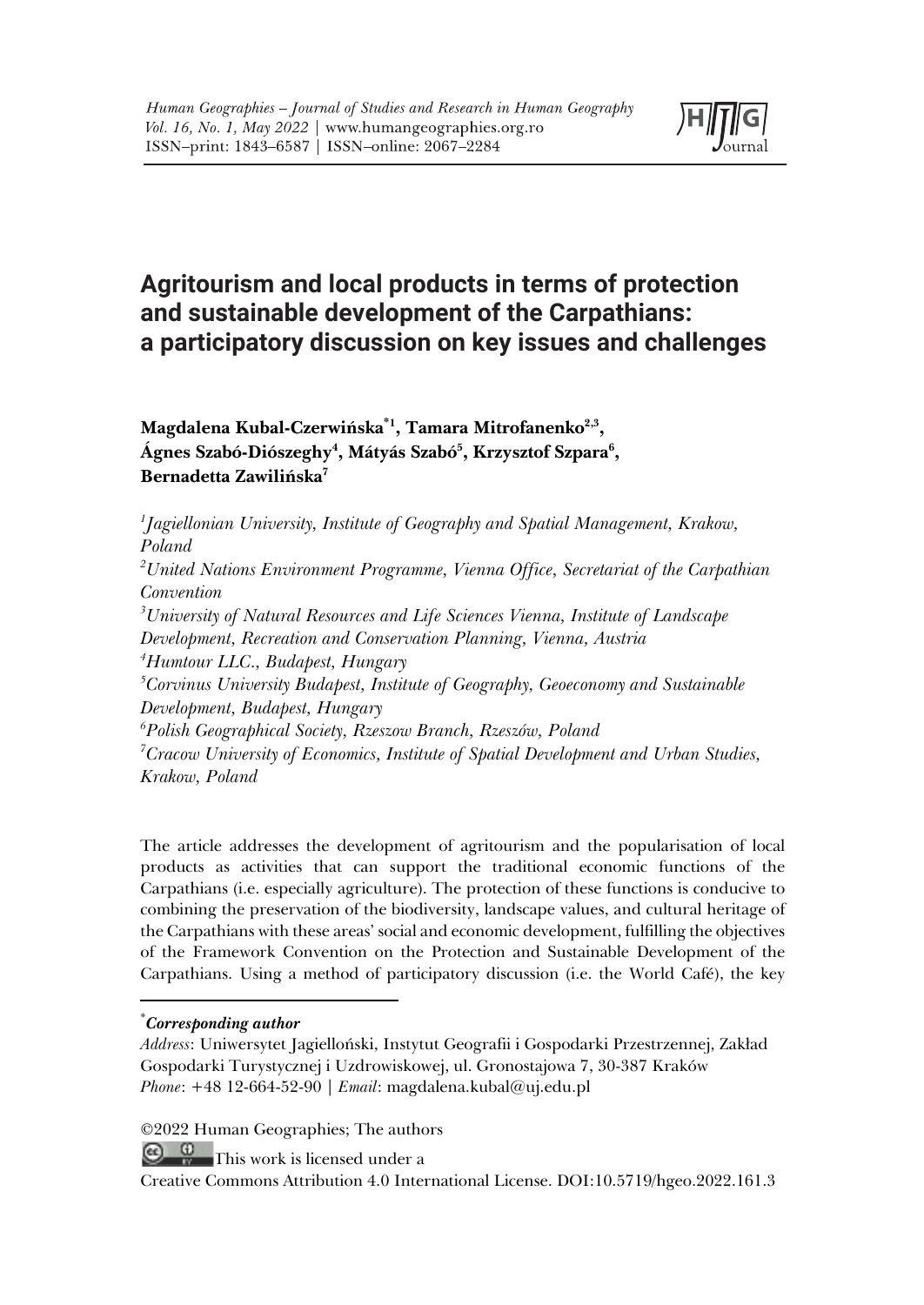# Agritourism and local products in terms of protection and sustainable development of the Carpathians: a participatory discussion on key issues and challenges

**Magdalena Kubal-Czerwińska[*1], Tamara Mitrofanenko[2,3], Ágnes Szabó-Diószeghy[4], Mátyás Szabó[5], Krzysztof Szpara[6], Bernadetta Zawilińska[7]**

[1] *Jagiellonian University, Institute of Geography and Spatial Management, Krakow, Poland*
[2] *United Nations Environment Programme, Vienna Office, Secretariat of the Carpathian Convention*
[3] *University of Natural Resources and Life Sciences Vienna, Institute of Landscape Development, Recreation and Conservation Planning, Vienna, Austria*
[4] *Humtour LLC., Budapest, Hungary*
[5] *Corvinus University Budapest, Institute of Geography, Geoeconomy and Sustainable Development, Budapest, Hungary*
[6] *Polish Geographical Society, Rzeszow Branch, Rzeszów, Poland*
[7] *Cracow University of Economics, Institute of Spatial Development and Urban Studies, Krakow, Poland*

The article addresses the development of agritourism and the popularisation of local products as activities that can support the traditional economic functions of the Carpathians (i.e. especially agriculture). The protection of these functions is conducive to combining the preservation of the biodiversity, landscape values, and cultural heritage of the Carpathians with these areas' social and economic development, fulfilling the objectives of the Framework Convention on the Protection and Sustainable Development of the Carpathians. Using a method of participatory discussion (i.e. the World Café), the key

---

[*] ***Corresponding author***
*Address*: Uniwersytet Jagielloński, Instytut Geografii i Gospodarki Przestrzennej, Zakład Gospodarki Turystycznej i Uzdrowiskowej, ul. Gronostajowa 7, 30-387 Kraków
*Phone*: +48 12-664-52-90 | *Email*: magdalena.kubal@uj.edu.pl

©2022 Human Geographies; The authors
This work is licensed under a
Creative Commons Attribution 4.0 International License. DOI:10.5719/hgeo.2022.161.3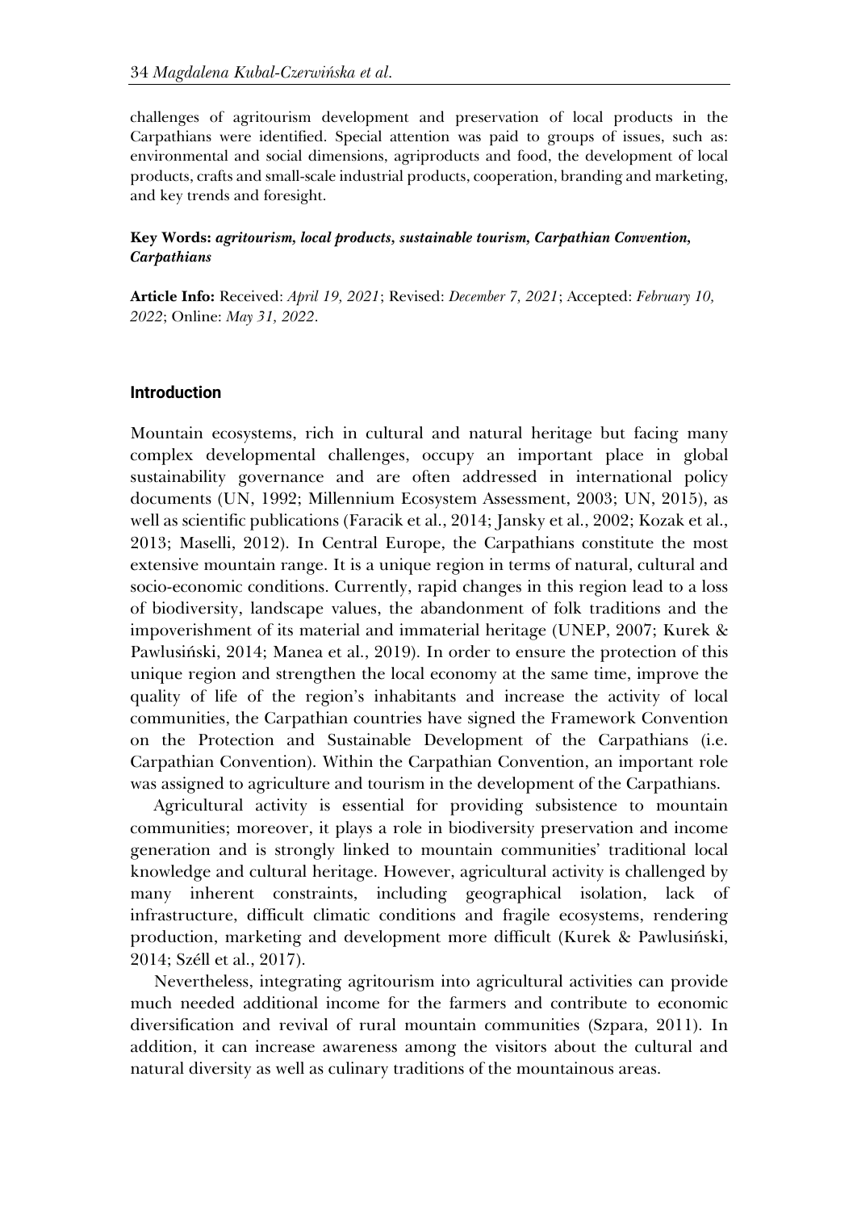challenges of agritourism development and preservation of local products in the Carpathians were identified. Special attention was paid to groups of issues, such as: environmental and social dimensions, agriproducts and food, the development of local products, crafts and small-scale industrial products, cooperation, branding and marketing, and key trends and foresight.

**Key Words:** ***agritourism, local products, sustainable tourism, Carpathian Convention, Carpathians***

**Article Info:** Received: *April 19, 2021*; Revised: *December 7, 2021*; Accepted: *February 10, 2022*; Online: *May 31, 2022*.

## Introduction

Mountain ecosystems, rich in cultural and natural heritage but facing many complex developmental challenges, occupy an important place in global sustainability governance and are often addressed in international policy documents (UN, 1992; Millennium Ecosystem Assessment, 2003; UN, 2015), as well as scientific publications (Faracik et al., 2014; Jansky et al., 2002; Kozak et al., 2013; Maselli, 2012). In Central Europe, the Carpathians constitute the most extensive mountain range. It is a unique region in terms of natural, cultural and socio-economic conditions. Currently, rapid changes in this region lead to a loss of biodiversity, landscape values, the abandonment of folk traditions and the impoverishment of its material and immaterial heritage (UNEP, 2007; Kurek & Pawlusiński, 2014; Manea et al., 2019). In order to ensure the protection of this unique region and strengthen the local economy at the same time, improve the quality of life of the region's inhabitants and increase the activity of local communities, the Carpathian countries have signed the Framework Convention on the Protection and Sustainable Development of the Carpathians (i.e. Carpathian Convention). Within the Carpathian Convention, an important role was assigned to agriculture and tourism in the development of the Carpathians.

Agricultural activity is essential for providing subsistence to mountain communities; moreover, it plays a role in biodiversity preservation and income generation and is strongly linked to mountain communities' traditional local knowledge and cultural heritage. However, agricultural activity is challenged by many inherent constraints, including geographical isolation, lack of infrastructure, difficult climatic conditions and fragile ecosystems, rendering production, marketing and development more difficult (Kurek & Pawlusiński, 2014; Széll et al., 2017).

Nevertheless, integrating agritourism into agricultural activities can provide much needed additional income for the farmers and contribute to economic diversification and revival of rural mountain communities (Szpara, 2011). In addition, it can increase awareness among the visitors about the cultural and natural diversity as well as culinary traditions of the mountainous areas.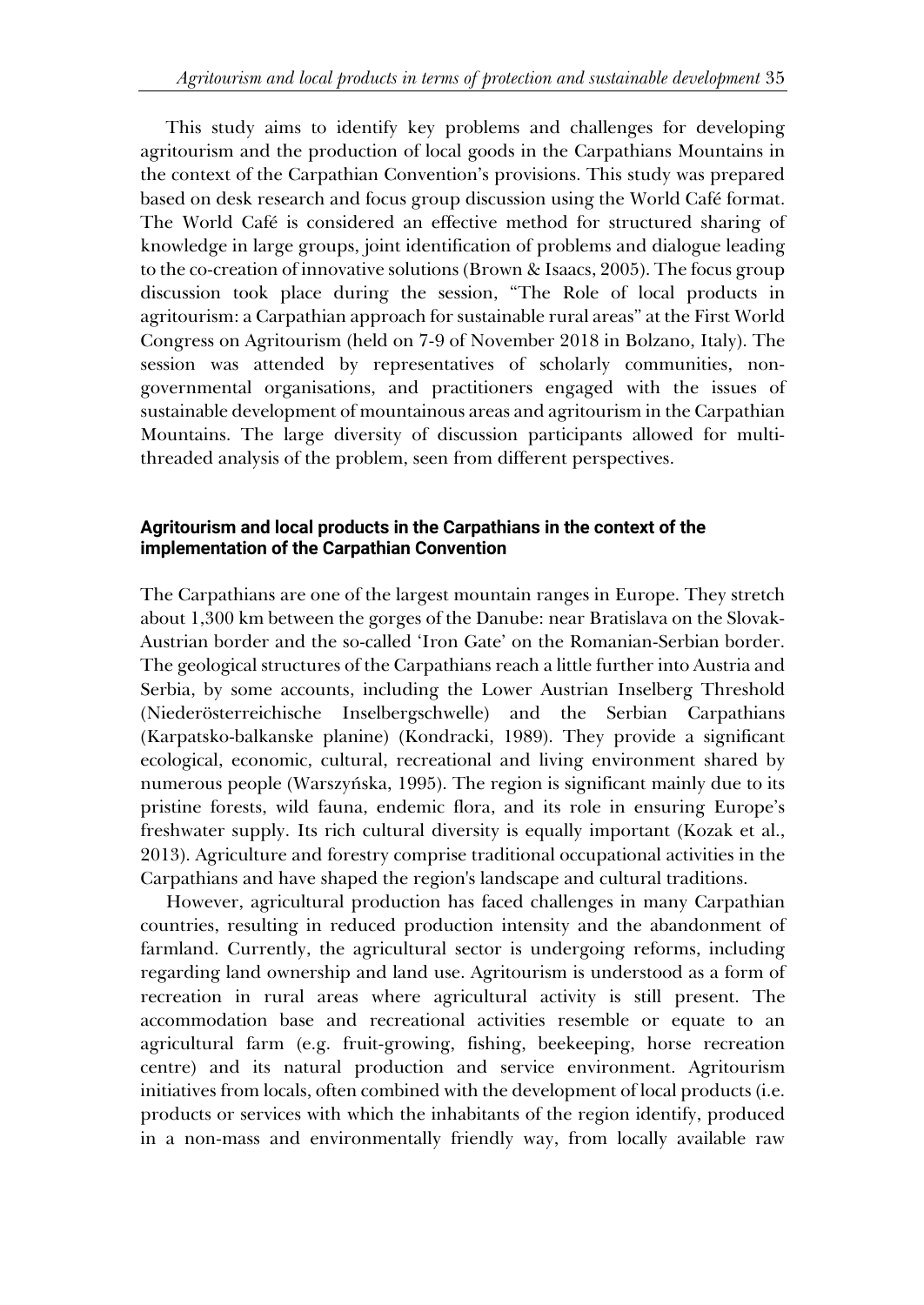This study aims to identify key problems and challenges for developing agritourism and the production of local goods in the Carpathians Mountains in the context of the Carpathian Convention's provisions. This study was prepared based on desk research and focus group discussion using the World Café format. The World Café is considered an effective method for structured sharing of knowledge in large groups, joint identification of problems and dialogue leading to the co-creation of innovative solutions (Brown & Isaacs, 2005). The focus group discussion took place during the session, "The Role of local products in agritourism: a Carpathian approach for sustainable rural areas" at the First World Congress on Agritourism (held on 7-9 of November 2018 in Bolzano, Italy). The session was attended by representatives of scholarly communities, non-governmental organisations, and practitioners engaged with the issues of sustainable development of mountainous areas and agritourism in the Carpathian Mountains. The large diversity of discussion participants allowed for multi-threaded analysis of the problem, seen from different perspectives.

#### Agritourism and local products in the Carpathians in the context of the implementation of the Carpathian Convention

The Carpathians are one of the largest mountain ranges in Europe. They stretch about 1,300 km between the gorges of the Danube: near Bratislava on the Slovak-Austrian border and the so-called 'Iron Gate' on the Romanian-Serbian border. The geological structures of the Carpathians reach a little further into Austria and Serbia, by some accounts, including the Lower Austrian Inselberg Threshold (Niederösterreichische Inselbergschwelle) and the Serbian Carpathians (Karpatsko-balkanske planine) (Kondracki, 1989). They provide a significant ecological, economic, cultural, recreational and living environment shared by numerous people (Warszyńska, 1995). The region is significant mainly due to its pristine forests, wild fauna, endemic flora, and its role in ensuring Europe's freshwater supply. Its rich cultural diversity is equally important (Kozak et al., 2013). Agriculture and forestry comprise traditional occupational activities in the Carpathians and have shaped the region's landscape and cultural traditions.

However, agricultural production has faced challenges in many Carpathian countries, resulting in reduced production intensity and the abandonment of farmland. Currently, the agricultural sector is undergoing reforms, including regarding land ownership and land use. Agritourism is understood as a form of recreation in rural areas where agricultural activity is still present. The accommodation base and recreational activities resemble or equate to an agricultural farm (e.g. fruit-growing, fishing, beekeeping, horse recreation centre) and its natural production and service environment. Agritourism initiatives from locals, often combined with the development of local products (i.e. products or services with which the inhabitants of the region identify, produced in a non-mass and environmentally friendly way, from locally available raw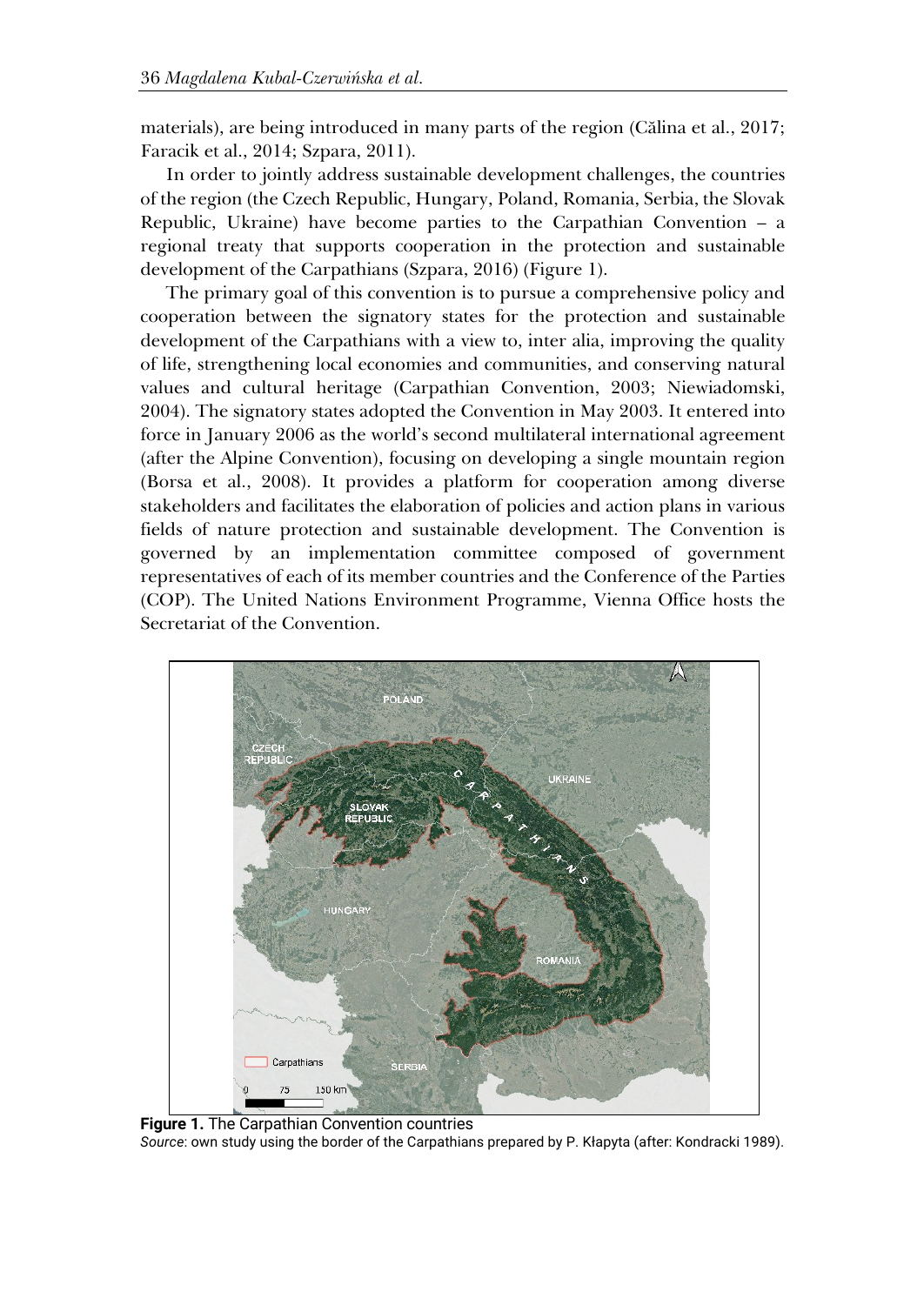materials), are being introduced in many parts of the region (Călina et al., 2017; Faracik et al., 2014; Szpara, 2011).

In order to jointly address sustainable development challenges, the countries of the region (the Czech Republic, Hungary, Poland, Romania, Serbia, the Slovak Republic, Ukraine) have become parties to the Carpathian Convention – a regional treaty that supports cooperation in the protection and sustainable development of the Carpathians (Szpara, 2016) (Figure 1).

The primary goal of this convention is to pursue a comprehensive policy and cooperation between the signatory states for the protection and sustainable development of the Carpathians with a view to, inter alia, improving the quality of life, strengthening local economies and communities, and conserving natural values and cultural heritage (Carpathian Convention, 2003; Niewiadomski, 2004). The signatory states adopted the Convention in May 2003. It entered into force in January 2006 as the world's second multilateral international agreement (after the Alpine Convention), focusing on developing a single mountain region (Borsa et al., 2008). It provides a platform for cooperation among diverse stakeholders and facilitates the elaboration of policies and action plans in various fields of nature protection and sustainable development. The Convention is governed by an implementation committee composed of government representatives of each of its member countries and the Conference of the Parties (COP). The United Nations Environment Programme, Vienna Office hosts the Secretariat of the Convention.

**Figure 1.** The Carpathian Convention countries
*Source*: own study using the border of the Carpathians prepared by P. Kłapyta (after: Kondracki 1989).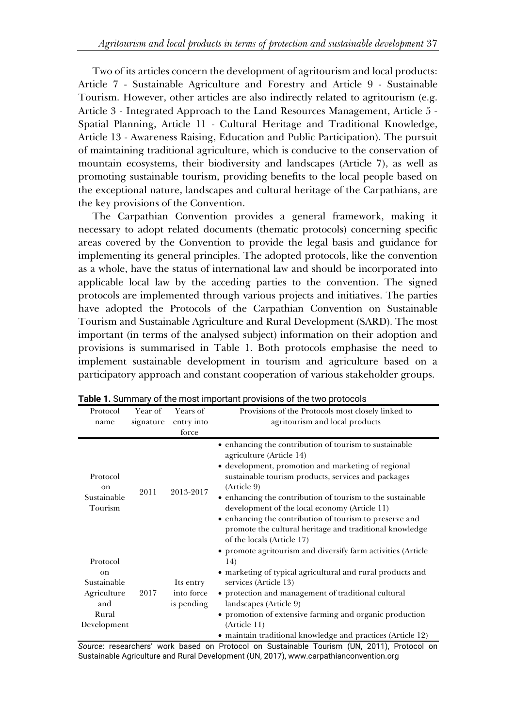Two of its articles concern the development of agritourism and local products: Article 7 - Sustainable Agriculture and Forestry and Article 9 - Sustainable Tourism. However, other articles are also indirectly related to agritourism (e.g. Article 3 - Integrated Approach to the Land Resources Management, Article 5 - Spatial Planning, Article 11 - Cultural Heritage and Traditional Knowledge, Article 13 - Awareness Raising, Education and Public Participation). The pursuit of maintaining traditional agriculture, which is conducive to the conservation of mountain ecosystems, their biodiversity and landscapes (Article 7), as well as promoting sustainable tourism, providing benefits to the local people based on the exceptional nature, landscapes and cultural heritage of the Carpathians, are the key provisions of the Convention.

The Carpathian Convention provides a general framework, making it necessary to adopt related documents (thematic protocols) concerning specific areas covered by the Convention to provide the legal basis and guidance for implementing its general principles. The adopted protocols, like the convention as a whole, have the status of international law and should be incorporated into applicable local law by the acceding parties to the convention. The signed protocols are implemented through various projects and initiatives. The parties have adopted the Protocols of the Carpathian Convention on Sustainable Tourism and Sustainable Agriculture and Rural Development (SARD). The most important (in terms of the analysed subject) information on their adoption and provisions is summarised in Table 1. Both protocols emphasise the need to implement sustainable development in tourism and agriculture based on a participatory approach and constant cooperation of various stakeholder groups.

**Table 1.** Summary of the most important provisions of the two protocols

| Protocol name | Year of signature | Years of entry into force | Provisions of the Protocols most closely linked to agritourism and local products |
|---|---|---|---|
| Protocol on Sustainable Tourism | 2011 | 2013-2017 | • enhancing the contribution of tourism to sustainable agriculture (Article 14)<br>• development, promotion and marketing of regional sustainable tourism products, services and packages (Article 9)<br>• enhancing the contribution of tourism to the sustainable development of the local economy (Article 11)<br>• enhancing the contribution of tourism to preserve and promote the cultural heritage and traditional knowledge of the locals (Article 17) |
| Protocol on Sustainable Agriculture and Rural Development | 2017 | Its entry into force is pending | • promote agritourism and diversify farm activities (Article 14)<br>• marketing of typical agricultural and rural products and services (Article 13)<br>• protection and management of traditional cultural landscapes (Article 9)<br>• promotion of extensive farming and organic production (Article 11)<br>• maintain traditional knowledge and practices (Article 12) |

*Source*: researchers' work based on Protocol on Sustainable Tourism (UN, 2011), Protocol on Sustainable Agriculture and Rural Development (UN, 2017), www.carpathianconvention.org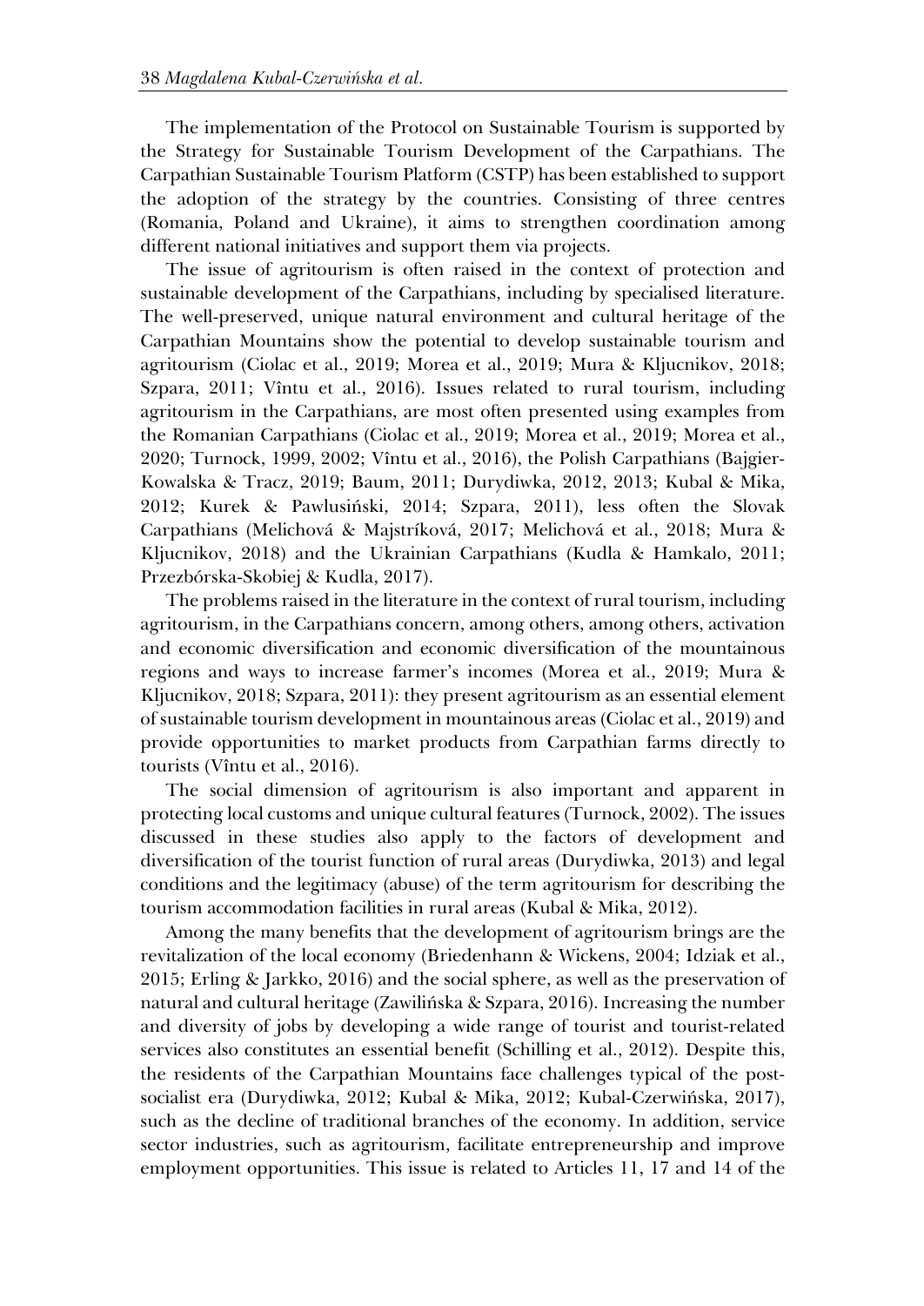The implementation of the Protocol on Sustainable Tourism is supported by the Strategy for Sustainable Tourism Development of the Carpathians. The Carpathian Sustainable Tourism Platform (CSTP) has been established to support the adoption of the strategy by the countries. Consisting of three centres (Romania, Poland and Ukraine), it aims to strengthen coordination among different national initiatives and support them via projects.

The issue of agritourism is often raised in the context of protection and sustainable development of the Carpathians, including by specialised literature. The well-preserved, unique natural environment and cultural heritage of the Carpathian Mountains show the potential to develop sustainable tourism and agritourism (Ciolac et al., 2019; Morea et al., 2019; Mura & Kljucnikov, 2018; Szpara, 2011; Vîntu et al., 2016). Issues related to rural tourism, including agritourism in the Carpathians, are most often presented using examples from the Romanian Carpathians (Ciolac et al., 2019; Morea et al., 2019; Morea et al., 2020; Turnock, 1999, 2002; Vîntu et al., 2016), the Polish Carpathians (Bajgier-Kowalska & Tracz, 2019; Baum, 2011; Durydiwka, 2012, 2013; Kubal & Mika, 2012; Kurek & Pawlusiński, 2014; Szpara, 2011), less often the Slovak Carpathians (Melichová & Majstríková, 2017; Melichová et al., 2018; Mura & Kljucnikov, 2018) and the Ukrainian Carpathians (Kudla & Hamkalo, 2011; Przezbórska-Skobiej & Kudla, 2017).

The problems raised in the literature in the context of rural tourism, including agritourism, in the Carpathians concern, among others, among others, activation and economic diversification and economic diversification of the mountainous regions and ways to increase farmer's incomes (Morea et al., 2019; Mura & Kljucnikov, 2018; Szpara, 2011): they present agritourism as an essential element of sustainable tourism development in mountainous areas (Ciolac et al., 2019) and provide opportunities to market products from Carpathian farms directly to tourists (Vîntu et al., 2016).

The social dimension of agritourism is also important and apparent in protecting local customs and unique cultural features (Turnock, 2002). The issues discussed in these studies also apply to the factors of development and diversification of the tourist function of rural areas (Durydiwka, 2013) and legal conditions and the legitimacy (abuse) of the term agritourism for describing the tourism accommodation facilities in rural areas (Kubal & Mika, 2012).

Among the many benefits that the development of agritourism brings are the revitalization of the local economy (Briedenhann & Wickens, 2004; Idziak et al., 2015; Erling & Jarkko, 2016) and the social sphere, as well as the preservation of natural and cultural heritage (Zawilińska & Szpara, 2016). Increasing the number and diversity of jobs by developing a wide range of tourist and tourist-related services also constitutes an essential benefit (Schilling et al., 2012). Despite this, the residents of the Carpathian Mountains face challenges typical of the post-socialist era (Durydiwka, 2012; Kubal & Mika, 2012; Kubal-Czerwińska, 2017), such as the decline of traditional branches of the economy. In addition, service sector industries, such as agritourism, facilitate entrepreneurship and improve employment opportunities. This issue is related to Articles 11, 17 and 14 of the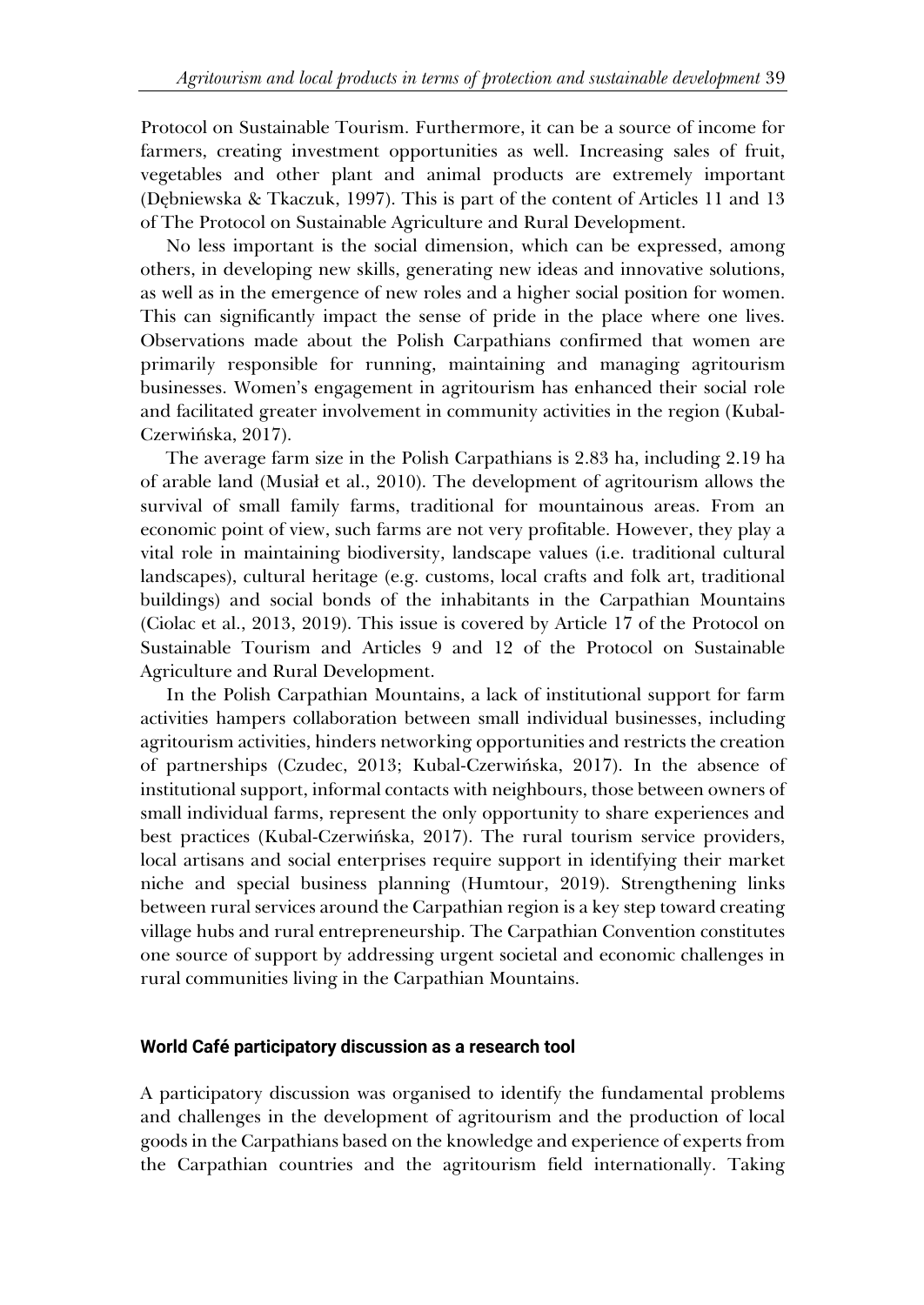Protocol on Sustainable Tourism. Furthermore, it can be a source of income for farmers, creating investment opportunities as well. Increasing sales of fruit, vegetables and other plant and animal products are extremely important (Dębniewska & Tkaczuk, 1997). This is part of the content of Articles 11 and 13 of The Protocol on Sustainable Agriculture and Rural Development.

No less important is the social dimension, which can be expressed, among others, in developing new skills, generating new ideas and innovative solutions, as well as in the emergence of new roles and a higher social position for women. This can significantly impact the sense of pride in the place where one lives. Observations made about the Polish Carpathians confirmed that women are primarily responsible for running, maintaining and managing agritourism businesses. Women's engagement in agritourism has enhanced their social role and facilitated greater involvement in community activities in the region (Kubal-Czerwińska, 2017).

The average farm size in the Polish Carpathians is 2.83 ha, including 2.19 ha of arable land (Musiał et al., 2010). The development of agritourism allows the survival of small family farms, traditional for mountainous areas. From an economic point of view, such farms are not very profitable. However, they play a vital role in maintaining biodiversity, landscape values (i.e. traditional cultural landscapes), cultural heritage (e.g. customs, local crafts and folk art, traditional buildings) and social bonds of the inhabitants in the Carpathian Mountains (Ciolac et al., 2013, 2019). This issue is covered by Article 17 of the Protocol on Sustainable Tourism and Articles 9 and 12 of the Protocol on Sustainable Agriculture and Rural Development.

In the Polish Carpathian Mountains, a lack of institutional support for farm activities hampers collaboration between small individual businesses, including agritourism activities, hinders networking opportunities and restricts the creation of partnerships (Czudec, 2013; Kubal-Czerwińska, 2017). In the absence of institutional support, informal contacts with neighbours, those between owners of small individual farms, represent the only opportunity to share experiences and best practices (Kubal-Czerwińska, 2017). The rural tourism service providers, local artisans and social enterprises require support in identifying their market niche and special business planning (Humtour, 2019). Strengthening links between rural services around the Carpathian region is a key step toward creating village hubs and rural entrepreneurship. The Carpathian Convention constitutes one source of support by addressing urgent societal and economic challenges in rural communities living in the Carpathian Mountains.

## World Café participatory discussion as a research tool

A participatory discussion was organised to identify the fundamental problems and challenges in the development of agritourism and the production of local goods in the Carpathians based on the knowledge and experience of experts from the Carpathian countries and the agritourism field internationally. Taking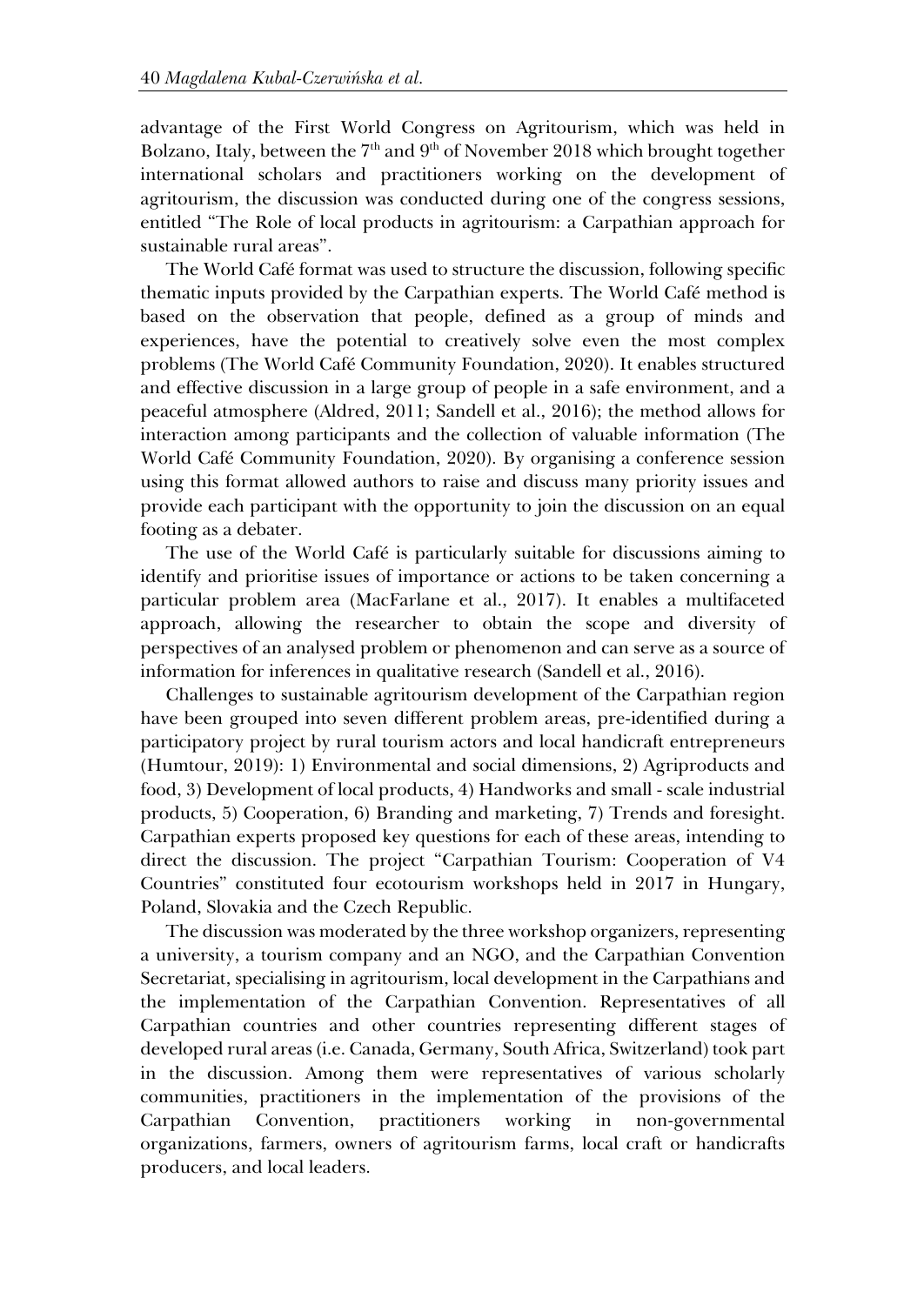advantage of the First World Congress on Agritourism, which was held in Bolzano, Italy, between the 7th and 9th of November 2018 which brought together international scholars and practitioners working on the development of agritourism, the discussion was conducted during one of the congress sessions, entitled "The Role of local products in agritourism: a Carpathian approach for sustainable rural areas".

The World Café format was used to structure the discussion, following specific thematic inputs provided by the Carpathian experts. The World Café method is based on the observation that people, defined as a group of minds and experiences, have the potential to creatively solve even the most complex problems (The World Café Community Foundation, 2020). It enables structured and effective discussion in a large group of people in a safe environment, and a peaceful atmosphere (Aldred, 2011; Sandell et al., 2016); the method allows for interaction among participants and the collection of valuable information (The World Café Community Foundation, 2020). By organising a conference session using this format allowed authors to raise and discuss many priority issues and provide each participant with the opportunity to join the discussion on an equal footing as a debater.

The use of the World Café is particularly suitable for discussions aiming to identify and prioritise issues of importance or actions to be taken concerning a particular problem area (MacFarlane et al., 2017). It enables a multifaceted approach, allowing the researcher to obtain the scope and diversity of perspectives of an analysed problem or phenomenon and can serve as a source of information for inferences in qualitative research (Sandell et al., 2016).

Challenges to sustainable agritourism development of the Carpathian region have been grouped into seven different problem areas, pre-identified during a participatory project by rural tourism actors and local handicraft entrepreneurs (Humtour, 2019): 1) Environmental and social dimensions, 2) Agriproducts and food, 3) Development of local products, 4) Handworks and small - scale industrial products, 5) Cooperation, 6) Branding and marketing, 7) Trends and foresight. Carpathian experts proposed key questions for each of these areas, intending to direct the discussion. The project "Carpathian Tourism: Cooperation of V4 Countries" constituted four ecotourism workshops held in 2017 in Hungary, Poland, Slovakia and the Czech Republic.

The discussion was moderated by the three workshop organizers, representing a university, a tourism company and an NGO, and the Carpathian Convention Secretariat, specialising in agritourism, local development in the Carpathians and the implementation of the Carpathian Convention. Representatives of all Carpathian countries and other countries representing different stages of developed rural areas (i.e. Canada, Germany, South Africa, Switzerland) took part in the discussion. Among them were representatives of various scholarly communities, practitioners in the implementation of the provisions of the Carpathian Convention, practitioners working in non-governmental organizations, farmers, owners of agritourism farms, local craft or handicrafts producers, and local leaders.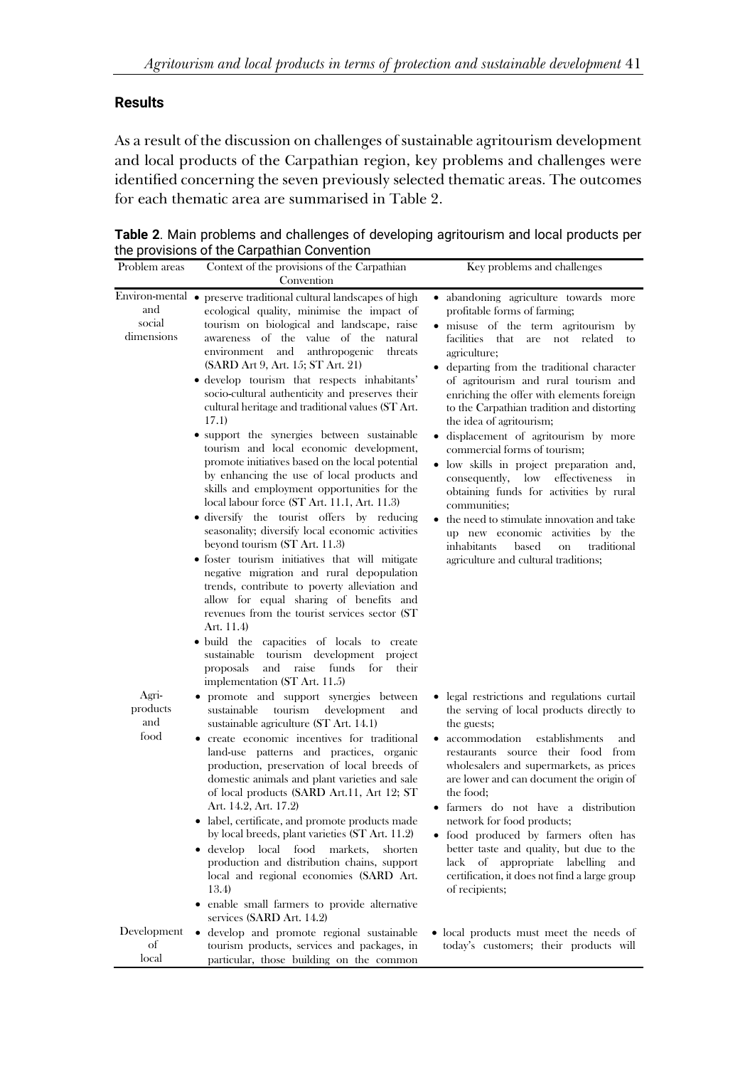## Results

As a result of the discussion on challenges of sustainable agritourism development and local products of the Carpathian region, key problems and challenges were identified concerning the seven previously selected thematic areas. The outcomes for each thematic area are summarised in Table 2.

**Table 2**. Main problems and challenges of developing agritourism and local products per the provisions of the Carpathian Convention

| Problem areas | Context of the provisions of the Carpathian Convention | Key problems and challenges |
|---|---|---|
| Environ-mental and social dimensions | • preserve traditional cultural landscapes of high ecological quality, minimise the impact of tourism on biological and landscape, raise awareness of the value of the natural environment and anthropogenic threats (SARD Art 9, Art. 15; ST Art. 21)<br>• develop tourism that respects inhabitants' socio-cultural authenticity and preserves their cultural heritage and traditional values (ST Art. 17.1)<br>• support the synergies between sustainable tourism and local economic development, promote initiatives based on the local potential by enhancing the use of local products and skills and employment opportunities for the local labour force (ST Art. 11.1, Art. 11.3)<br>• diversify the tourist offers by reducing seasonality; diversify local economic activities beyond tourism (ST Art. 11.3)<br>• foster tourism initiatives that will mitigate negative migration and rural depopulation trends, contribute to poverty alleviation and allow for equal sharing of benefits and revenues from the tourist services sector (ST Art. 11.4)<br>• build the capacities of locals to create sustainable tourism development project proposals and raise funds for their implementation (ST Art. 11.5) | • abandoning agriculture towards more profitable forms of farming;<br>• misuse of the term agritourism by facilities that are not related to agriculture;<br>• departing from the traditional character of agritourism and rural tourism and enriching the offer with elements foreign to the Carpathian tradition and distorting the idea of agritourism;<br>• displacement of agritourism by more commercial forms of tourism;<br>• low skills in project preparation and, consequently, low effectiveness in obtaining funds for activities by rural communities;<br>• the need to stimulate innovation and take up new economic activities by the inhabitants based on traditional agriculture and cultural traditions; |
| Agri-products and food | • promote and support synergies between sustainable tourism development and sustainable agriculture (ST Art. 14.1)<br>• create economic incentives for traditional land-use patterns and practices, organic production, preservation of local breeds of domestic animals and plant varieties and sale of local products (SARD Art.11, Art 12; ST Art. 14.2, Art. 17.2)<br>• label, certificate, and promote products made by local breeds, plant varieties (ST Art. 11.2)<br>• develop local food markets, shorten production and distribution chains, support local and regional economies (SARD Art. 13.4)<br>• enable small farmers to provide alternative services (SARD Art. 14.2) | • legal restrictions and regulations curtail the serving of local products directly to the guests;<br>• accommodation establishments and restaurants source their food from wholesalers and supermarkets, as prices are lower and can document the origin of the food;<br>• farmers do not have a distribution network for food products;<br>• food produced by farmers often has better taste and quality, but due to the lack of appropriate labelling and certification, it does not find a large group of recipients; |
| Development of local | • develop and promote regional sustainable tourism products, services and packages, in particular, those building on the common | • local products must meet the needs of today's customers; their products will |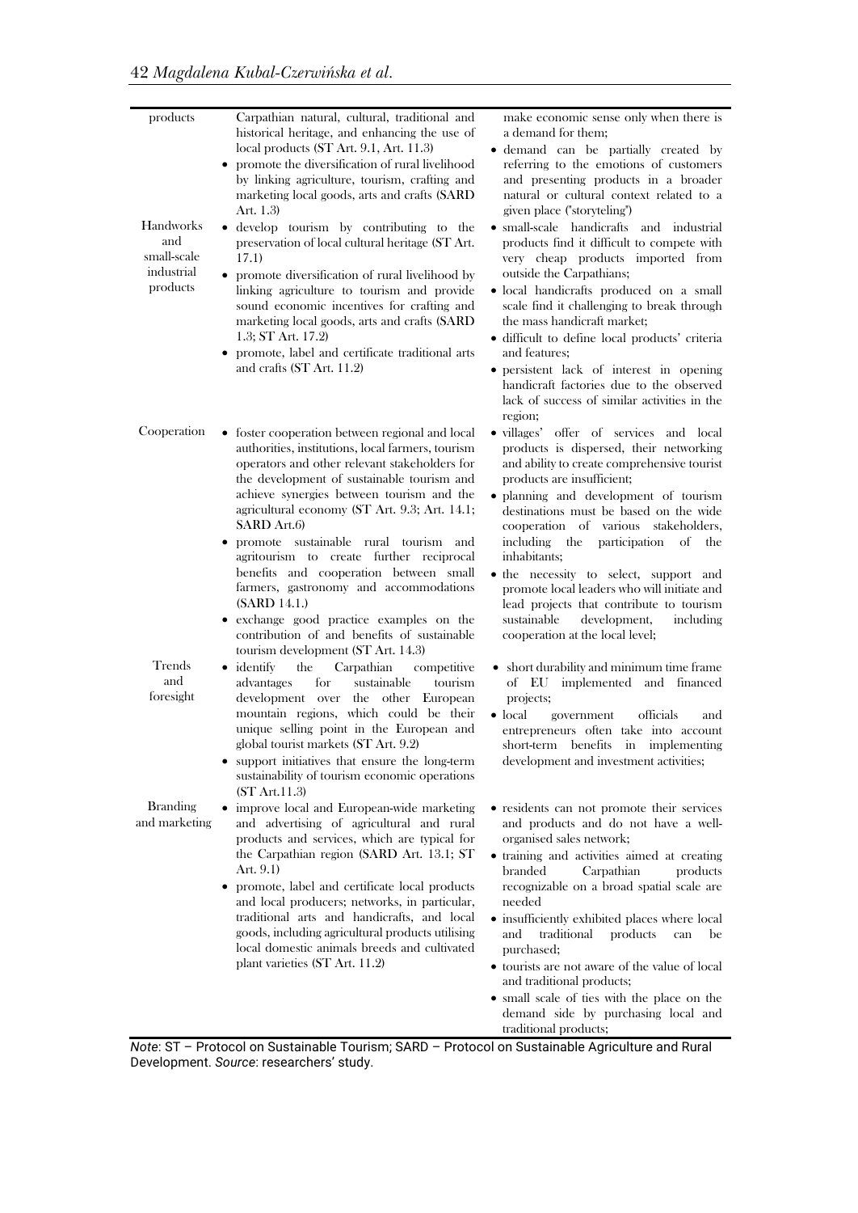| | | |
|---|---|---|
| products | • Carpathian natural, cultural, traditional and historical heritage, and enhancing the use of local products (ST Art. 9.1, Art. 11.3)<br>• promote the diversification of rural livelihood by linking agriculture, tourism, crafting and marketing local goods, arts and crafts (SARD Art. 1.3) | make economic sense only when there is a demand for them;<br>• demand can be partially created by referring to the emotions of customers and presenting products in a broader natural or cultural context related to a given place ("storyteling") |
| Handworks and small-scale industrial products | • develop tourism by contributing to the preservation of local cultural heritage (ST Art. 17.1)<br>• promote diversification of rural livelihood by linking agriculture to tourism and provide sound economic incentives for crafting and marketing local goods, arts and crafts (SARD 1.3; ST Art. 17.2)<br>• promote, label and certificate traditional arts and crafts (ST Art. 11.2) | • small-scale handicrafts and industrial products find it difficult to compete with very cheap products imported from outside the Carpathians;<br>• local handicrafts produced on a small scale find it challenging to break through the mass handicraft market;<br>• difficult to define local products' criteria and features;<br>• persistent lack of interest in opening handicraft factories due to the observed lack of success of similar activities in the region; |
| Cooperation | • foster cooperation between regional and local authorities, institutions, local farmers, tourism operators and other relevant stakeholders for the development of sustainable tourism and achieve synergies between tourism and the agricultural economy (ST Art. 9.3; Art. 14.1; SARD Art.6)<br>• promote sustainable rural tourism and agritourism to create further reciprocal benefits and cooperation between small farmers, gastronomy and accommodations (SARD 14.1.)<br>• exchange good practice examples on the contribution of and benefits of sustainable tourism development (ST Art. 14.3) | • villages' offer of services and local products is dispersed, their networking and ability to create comprehensive tourist products are insufficient;<br>• planning and development of tourism destinations must be based on the wide cooperation of various stakeholders, including the participation of the inhabitants;<br>• the necessity to select, support and promote local leaders who will initiate and lead projects that contribute to tourism sustainable development, including cooperation at the local level; |
| Trends and foresight | • identify the Carpathian competitive advantages for sustainable tourism development over the other European mountain regions, which could be their unique selling point in the European and global tourist markets (ST Art. 9.2)<br>• support initiatives that ensure the long-term sustainability of tourism economic operations (ST Art.11.3) | • short durability and minimum time frame of EU implemented and financed projects;<br>• local government officials and entrepreneurs often take into account short-term benefits in implementing development and investment activities; |
| Branding and marketing | • improve local and European-wide marketing and advertising of agricultural and rural products and services, which are typical for the Carpathian region (SARD Art. 13.1; ST Art. 9.1)<br>• promote, label and certificate local products and local producers; networks, in particular, traditional arts and handicrafts, and local goods, including agricultural products utilising local domestic animals breeds and cultivated plant varieties (ST Art. 11.2) | • residents can not promote their services and products and do not have a well-organised sales network;<br>• training and activities aimed at creating branded Carpathian products recognizable on a broad spatial scale are needed<br>• insufficiently exhibited places where local and traditional products can be purchased;<br>• tourists are not aware of the value of local and traditional products;<br>• small scale of ties with the place on the demand side by purchasing local and traditional products; |

*Note*: ST – Protocol on Sustainable Tourism; SARD – Protocol on Sustainable Agriculture and Rural Development. *Source*: researchers' study.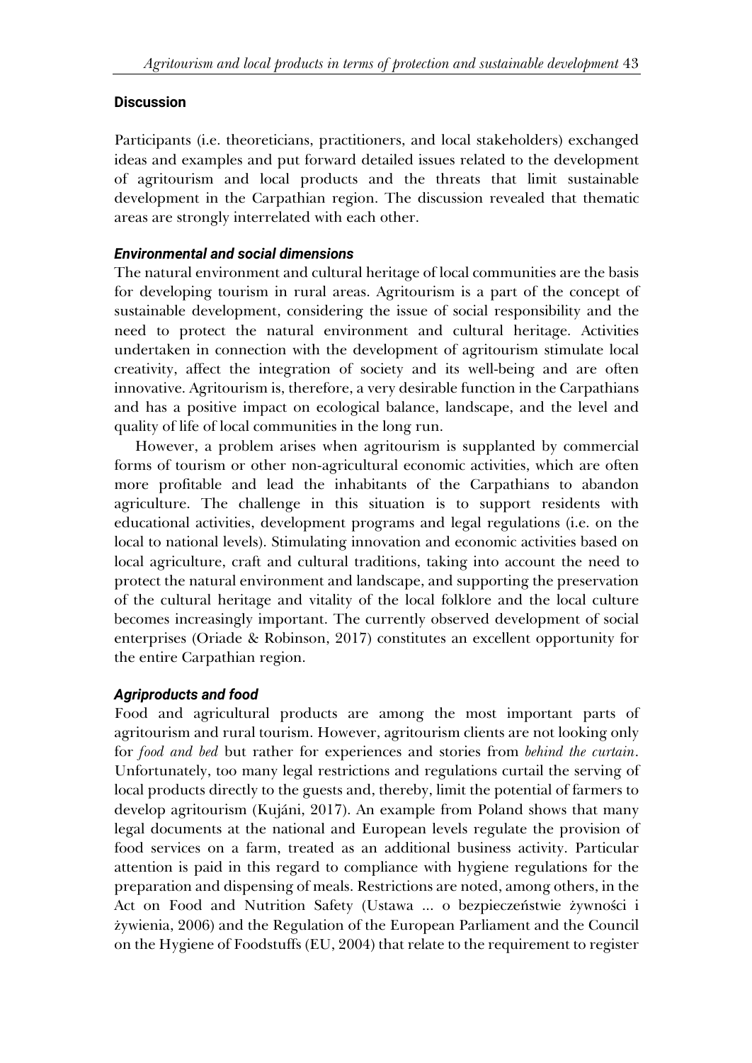## Discussion

Participants (i.e. theoreticians, practitioners, and local stakeholders) exchanged ideas and examples and put forward detailed issues related to the development of agritourism and local products and the threats that limit sustainable development in the Carpathian region. The discussion revealed that thematic areas are strongly interrelated with each other.

### *Environmental and social dimensions*

The natural environment and cultural heritage of local communities are the basis for developing tourism in rural areas. Agritourism is a part of the concept of sustainable development, considering the issue of social responsibility and the need to protect the natural environment and cultural heritage. Activities undertaken in connection with the development of agritourism stimulate local creativity, affect the integration of society and its well-being and are often innovative. Agritourism is, therefore, a very desirable function in the Carpathians and has a positive impact on ecological balance, landscape, and the level and quality of life of local communities in the long run.

However, a problem arises when agritourism is supplanted by commercial forms of tourism or other non-agricultural economic activities, which are often more profitable and lead the inhabitants of the Carpathians to abandon agriculture. The challenge in this situation is to support residents with educational activities, development programs and legal regulations (i.e. on the local to national levels). Stimulating innovation and economic activities based on local agriculture, craft and cultural traditions, taking into account the need to protect the natural environment and landscape, and supporting the preservation of the cultural heritage and vitality of the local folklore and the local culture becomes increasingly important. The currently observed development of social enterprises (Oriade & Robinson, 2017) constitutes an excellent opportunity for the entire Carpathian region.

### *Agriproducts and food*

Food and agricultural products are among the most important parts of agritourism and rural tourism. However, agritourism clients are not looking only for *food and bed* but rather for experiences and stories from *behind the curtain*. Unfortunately, too many legal restrictions and regulations curtail the serving of local products directly to the guests and, thereby, limit the potential of farmers to develop agritourism (Kujáni, 2017). An example from Poland shows that many legal documents at the national and European levels regulate the provision of food services on a farm, treated as an additional business activity. Particular attention is paid in this regard to compliance with hygiene regulations for the preparation and dispensing of meals. Restrictions are noted, among others, in the Act on Food and Nutrition Safety (Ustawa ... o bezpieczeństwie żywności i żywienia, 2006) and the Regulation of the European Parliament and the Council on the Hygiene of Foodstuffs (EU, 2004) that relate to the requirement to register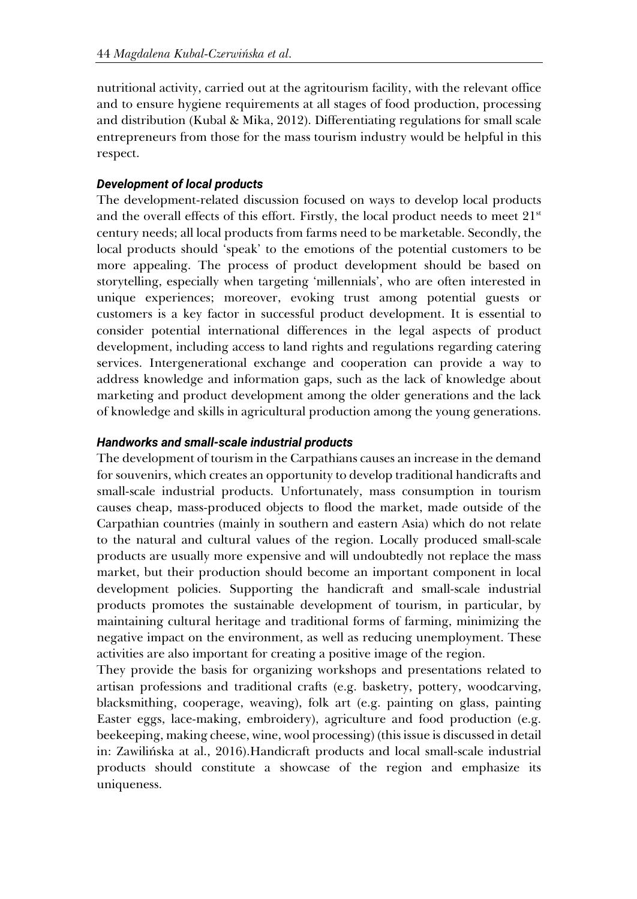nutritional activity, carried out at the agritourism facility, with the relevant office and to ensure hygiene requirements at all stages of food production, processing and distribution (Kubal & Mika, 2012). Differentiating regulations for small scale entrepreneurs from those for the mass tourism industry would be helpful in this respect.

### *Development of local products*

The development-related discussion focused on ways to develop local products and the overall effects of this effort. Firstly, the local product needs to meet 21st century needs; all local products from farms need to be marketable. Secondly, the local products should 'speak' to the emotions of the potential customers to be more appealing. The process of product development should be based on storytelling, especially when targeting 'millennials', who are often interested in unique experiences; moreover, evoking trust among potential guests or customers is a key factor in successful product development. It is essential to consider potential international differences in the legal aspects of product development, including access to land rights and regulations regarding catering services. Intergenerational exchange and cooperation can provide a way to address knowledge and information gaps, such as the lack of knowledge about marketing and product development among the older generations and the lack of knowledge and skills in agricultural production among the young generations.

### *Handworks and small-scale industrial products*

The development of tourism in the Carpathians causes an increase in the demand for souvenirs, which creates an opportunity to develop traditional handicrafts and small-scale industrial products. Unfortunately, mass consumption in tourism causes cheap, mass-produced objects to flood the market, made outside of the Carpathian countries (mainly in southern and eastern Asia) which do not relate to the natural and cultural values of the region. Locally produced small-scale products are usually more expensive and will undoubtedly not replace the mass market, but their production should become an important component in local development policies. Supporting the handicraft and small-scale industrial products promotes the sustainable development of tourism, in particular, by maintaining cultural heritage and traditional forms of farming, minimizing the negative impact on the environment, as well as reducing unemployment. These activities are also important for creating a positive image of the region.

They provide the basis for organizing workshops and presentations related to artisan professions and traditional crafts (e.g. basketry, pottery, woodcarving, blacksmithing, cooperage, weaving), folk art (e.g. painting on glass, painting Easter eggs, lace-making, embroidery), agriculture and food production (e.g. beekeeping, making cheese, wine, wool processing) (this issue is discussed in detail in: Zawilińska at al., 2016).Handicraft products and local small-scale industrial products should constitute a showcase of the region and emphasize its uniqueness.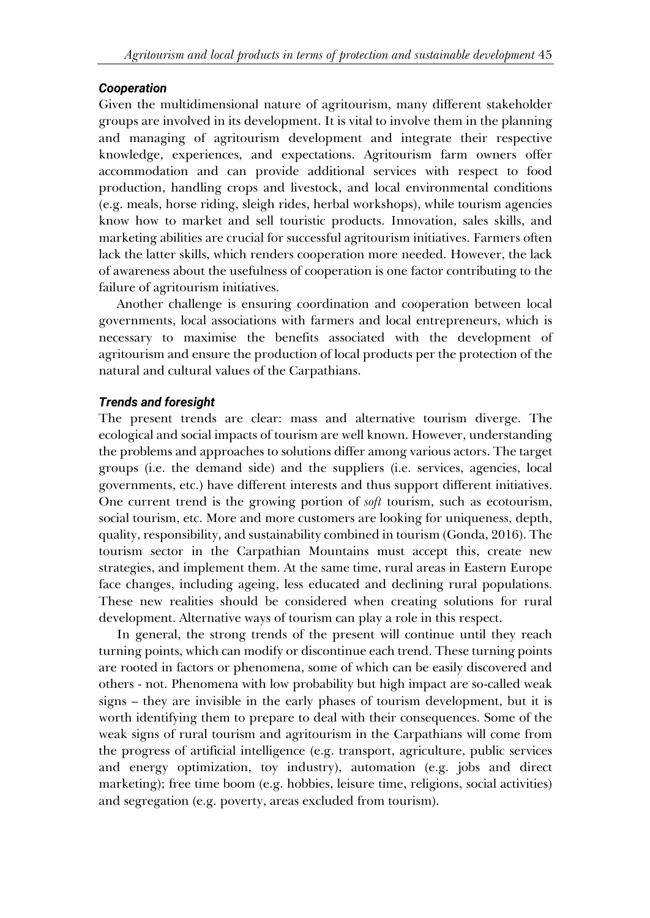### *Cooperation*

Given the multidimensional nature of agritourism, many different stakeholder groups are involved in its development. It is vital to involve them in the planning and managing of agritourism development and integrate their respective knowledge, experiences, and expectations. Agritourism farm owners offer accommodation and can provide additional services with respect to food production, handling crops and livestock, and local environmental conditions (e.g. meals, horse riding, sleigh rides, herbal workshops), while tourism agencies know how to market and sell touristic products. Innovation, sales skills, and marketing abilities are crucial for successful agritourism initiatives. Farmers often lack the latter skills, which renders cooperation more needed. However, the lack of awareness about the usefulness of cooperation is one factor contributing to the failure of agritourism initiatives.

Another challenge is ensuring coordination and cooperation between local governments, local associations with farmers and local entrepreneurs, which is necessary to maximise the benefits associated with the development of agritourism and ensure the production of local products per the protection of the natural and cultural values of the Carpathians.

### *Trends and foresight*

The present trends are clear: mass and alternative tourism diverge. The ecological and social impacts of tourism are well known. However, understanding the problems and approaches to solutions differ among various actors. The target groups (i.e. the demand side) and the suppliers (i.e. services, agencies, local governments, etc.) have different interests and thus support different initiatives. One current trend is the growing portion of *soft* tourism, such as ecotourism, social tourism, etc. More and more customers are looking for uniqueness, depth, quality, responsibility, and sustainability combined in tourism (Gonda, 2016). The tourism sector in the Carpathian Mountains must accept this, create new strategies, and implement them. At the same time, rural areas in Eastern Europe face changes, including ageing, less educated and declining rural populations. These new realities should be considered when creating solutions for rural development. Alternative ways of tourism can play a role in this respect.

In general, the strong trends of the present will continue until they reach turning points, which can modify or discontinue each trend. These turning points are rooted in factors or phenomena, some of which can be easily discovered and others - not. Phenomena with low probability but high impact are so-called weak signs – they are invisible in the early phases of tourism development, but it is worth identifying them to prepare to deal with their consequences. Some of the weak signs of rural tourism and agritourism in the Carpathians will come from the progress of artificial intelligence (e.g. transport, agriculture, public services and energy optimization, toy industry), automation (e.g. jobs and direct marketing); free time boom (e.g. hobbies, leisure time, religions, social activities) and segregation (e.g. poverty, areas excluded from tourism).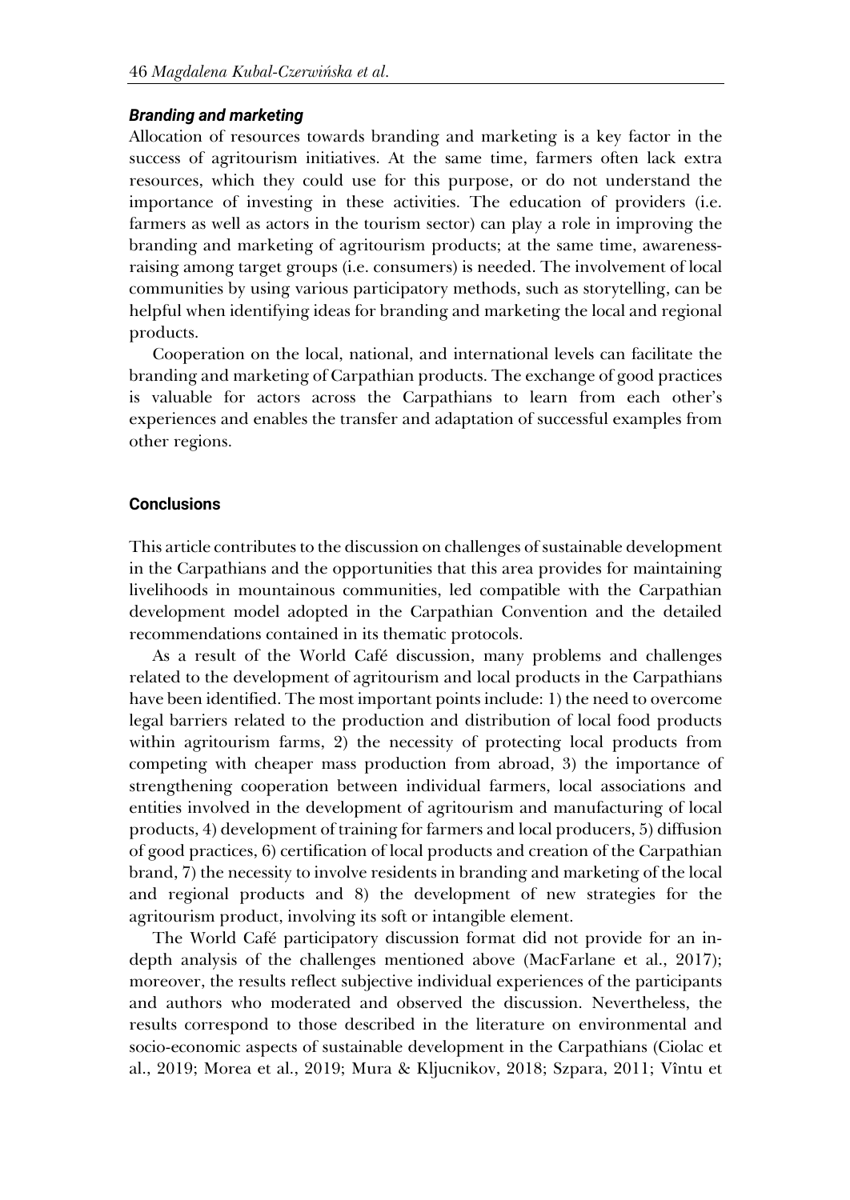### *Branding and marketing*

Allocation of resources towards branding and marketing is a key factor in the success of agritourism initiatives. At the same time, farmers often lack extra resources, which they could use for this purpose, or do not understand the importance of investing in these activities. The education of providers (i.e. farmers as well as actors in the tourism sector) can play a role in improving the branding and marketing of agritourism products; at the same time, awareness-raising among target groups (i.e. consumers) is needed. The involvement of local communities by using various participatory methods, such as storytelling, can be helpful when identifying ideas for branding and marketing the local and regional products.

Cooperation on the local, national, and international levels can facilitate the branding and marketing of Carpathian products. The exchange of good practices is valuable for actors across the Carpathians to learn from each other's experiences and enables the transfer and adaptation of successful examples from other regions.

## Conclusions

This article contributes to the discussion on challenges of sustainable development in the Carpathians and the opportunities that this area provides for maintaining livelihoods in mountainous communities, led compatible with the Carpathian development model adopted in the Carpathian Convention and the detailed recommendations contained in its thematic protocols.

As a result of the World Café discussion, many problems and challenges related to the development of agritourism and local products in the Carpathians have been identified. The most important points include: 1) the need to overcome legal barriers related to the production and distribution of local food products within agritourism farms, 2) the necessity of protecting local products from competing with cheaper mass production from abroad, 3) the importance of strengthening cooperation between individual farmers, local associations and entities involved in the development of agritourism and manufacturing of local products, 4) development of training for farmers and local producers, 5) diffusion of good practices, 6) certification of local products and creation of the Carpathian brand, 7) the necessity to involve residents in branding and marketing of the local and regional products and 8) the development of new strategies for the agritourism product, involving its soft or intangible element.

The World Café participatory discussion format did not provide for an in-depth analysis of the challenges mentioned above (MacFarlane et al., 2017); moreover, the results reflect subjective individual experiences of the participants and authors who moderated and observed the discussion. Nevertheless, the results correspond to those described in the literature on environmental and socio-economic aspects of sustainable development in the Carpathians (Ciolac et al., 2019; Morea et al., 2019; Mura & Kljucnikov, 2018; Szpara, 2011; Vîntu et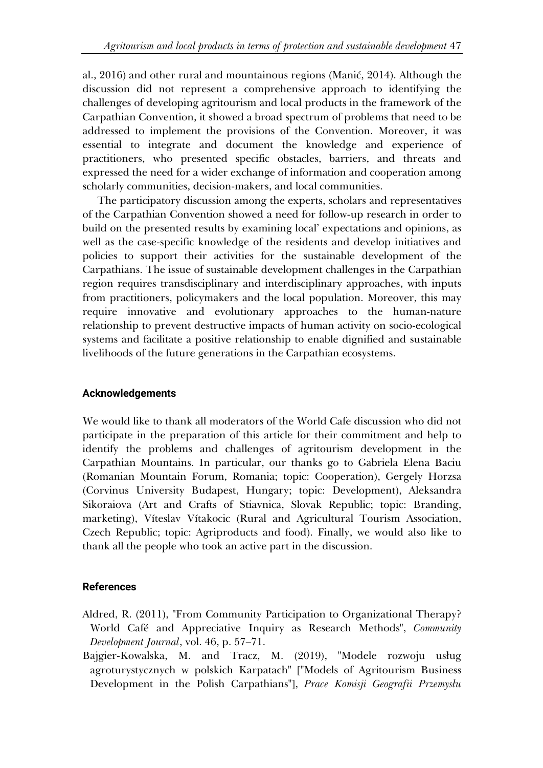al., 2016) and other rural and mountainous regions (Manić, 2014). Although the discussion did not represent a comprehensive approach to identifying the challenges of developing agritourism and local products in the framework of the Carpathian Convention, it showed a broad spectrum of problems that need to be addressed to implement the provisions of the Convention. Moreover, it was essential to integrate and document the knowledge and experience of practitioners, who presented specific obstacles, barriers, and threats and expressed the need for a wider exchange of information and cooperation among scholarly communities, decision-makers, and local communities.

The participatory discussion among the experts, scholars and representatives of the Carpathian Convention showed a need for follow-up research in order to build on the presented results by examining local' expectations and opinions, as well as the case-specific knowledge of the residents and develop initiatives and policies to support their activities for the sustainable development of the Carpathians. The issue of sustainable development challenges in the Carpathian region requires transdisciplinary and interdisciplinary approaches, with inputs from practitioners, policymakers and the local population. Moreover, this may require innovative and evolutionary approaches to the human-nature relationship to prevent destructive impacts of human activity on socio-ecological systems and facilitate a positive relationship to enable dignified and sustainable livelihoods of the future generations in the Carpathian ecosystems.

## Acknowledgements

We would like to thank all moderators of the World Cafe discussion who did not participate in the preparation of this article for their commitment and help to identify the problems and challenges of agritourism development in the Carpathian Mountains. In particular, our thanks go to Gabriela Elena Baciu (Romanian Mountain Forum, Romania; topic: Cooperation), Gergely Horzsa (Corvinus University Budapest, Hungary; topic: Development), Aleksandra Sikoraiova (Art and Crafts of Stiavnica, Slovak Republic; topic: Branding, marketing), Víteslav Vítakocic (Rural and Agricultural Tourism Association, Czech Republic; topic: Agriproducts and food). Finally, we would also like to thank all the people who took an active part in the discussion.

## References

Aldred, R. (2011), "From Community Participation to Organizational Therapy? World Café and Appreciative Inquiry as Research Methods", *Community Development Journal*, vol. 46, p. 57–71.

Bajgier-Kowalska, M. and Tracz, M. (2019), "Modele rozwoju usług agroturystycznych w polskich Karpatach" ["Models of Agritourism Business Development in the Polish Carpathians"], *Prace Komisji Geografii Przemysłu*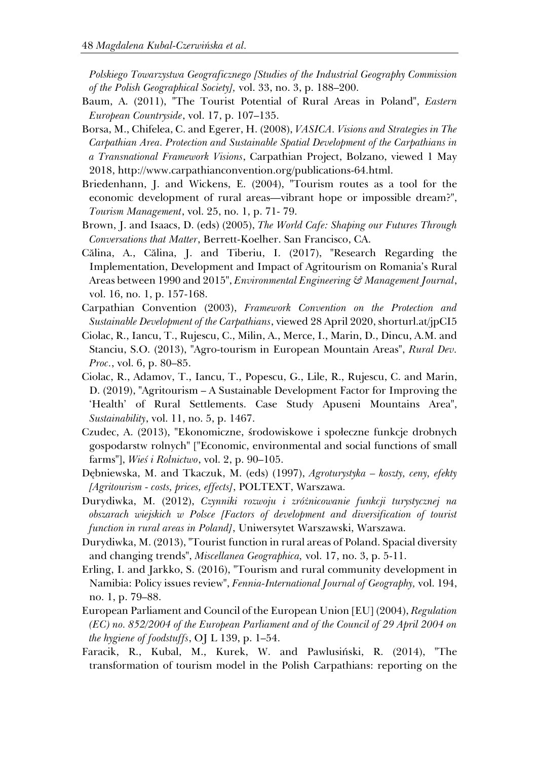*Polskiego Towarzystwa Geograficznego [Studies of the Industrial Geography Commission of the Polish Geographical Society],* vol. 33, no. 3, p. 188–200.

Baum, A. (2011), "The Tourist Potential of Rural Areas in Poland", *Eastern European Countryside*, vol. 17, p. 107–135.

Borsa, M., Chifelea, C. and Egerer, H. (2008), *VASICA. Visions and Strategies in The Carpathian Area. Protection and Sustainable Spatial Development of the Carpathians in a Transnational Framework Visions*, Carpathian Project, Bolzano, viewed 1 May 2018, http://www.carpathianconvention.org/publications-64.html.

Briedenhann, J. and Wickens, E. (2004), "Tourism routes as a tool for the economic development of rural areas—vibrant hope or impossible dream?", *Tourism Management*, vol. 25, no. 1, p. 71- 79.

Brown, J. and Isaacs, D. (eds) (2005), *The World Cafe: Shaping our Futures Through Conversations that Matter*, Berrett-Koelher. San Francisco, CA.

Călina, A., Călina, J. and Tiberiu, I. (2017), "Research Regarding the Implementation, Development and Impact of Agritourism on Romania's Rural Areas between 1990 and 2015", *Environmental Engineering & Management Journal*, vol. 16, no. 1, p. 157-168.

Carpathian Convention (2003), *Framework Convention on the Protection and Sustainable Development of the Carpathians*, viewed 28 April 2020, shorturl.at/jpCI5

Ciolac, R., Iancu, T., Rujescu, C., Milin, A., Merce, I., Marin, D., Dincu, A.M. and Stanciu, S.O. (2013), "Agro-tourism in European Mountain Areas", *Rural Dev. Proc.*, vol. 6, p. 80–85.

Ciolac, R., Adamov, T., Iancu, T., Popescu, G., Lile, R., Rujescu, C. and Marin, D. (2019), "Agritourism – A Sustainable Development Factor for Improving the 'Health' of Rural Settlements. Case Study Apuseni Mountains Area", *Sustainability*, vol. 11, no. 5, p. 1467.

Czudec, A. (2013), "Ekonomiczne, środowiskowe i społeczne funkcje drobnych gospodarstw rolnych" ["Economic, environmental and social functions of small farms"], *Wieś i Rolnictwo*, vol. 2, p. 90–105.

Dębniewska, M. and Tkaczuk, M. (eds) (1997), *Agroturystyka – koszty, ceny, efekty [Agritourism - costs, prices, effects]*, POLTEXT, Warszawa.

Durydiwka, M. (2012), *Czynniki rozwoju i zróżnicowanie funkcji turystycznej na obszarach wiejskich w Polsce [Factors of development and diversification of tourist function in rural areas in Poland]*, Uniwersytet Warszawski, Warszawa.

Durydiwka, M. (2013), "Tourist function in rural areas of Poland. Spacial diversity and changing trends", *Miscellanea Geographica,* vol. 17, no. 3, p. 5-11.

Erling, I. and Jarkko, S. (2016), "Tourism and rural community development in Namibia: Policy issues review", *Fennia-International Journal of Geography,* vol. 194, no. 1, p. 79–88.

European Parliament and Council of the European Union [EU] (2004), *Regulation (EC) no. 852/2004 of the European Parliament and of the Council of 29 April 2004 on the hygiene of foodstuffs*, OJ L 139, p. 1–54.

Faracik, R., Kubal, M., Kurek, W. and Pawlusiński, R. (2014), "The transformation of tourism model in the Polish Carpathians: reporting on the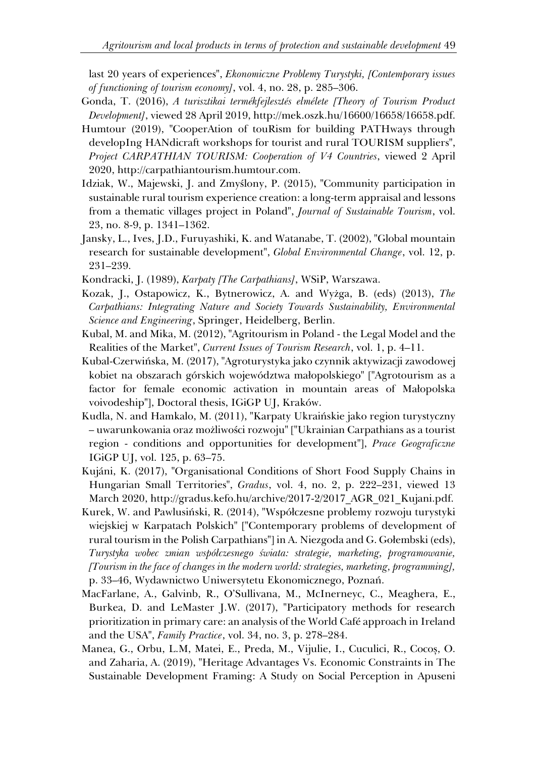last 20 years of experiences", *Ekonomiczne Problemy Turystyki, [Contemporary issues of functioning of tourism economy]*, vol. 4, no. 28, p. 285–306.

Gonda, T. (2016), *A turisztikai termékfejlesztés elmélete [Theory of Tourism Product Development]*, viewed 28 April 2019, http://mek.oszk.hu/16600/16658/16658.pdf.

Humtour (2019), "CooperAtion of touRism for building PATHways through developIng HANdicraft workshops for tourist and rural TOURISM suppliers", *Project CARPATHIAN TOURISM: Cooperation of V4 Countries*, viewed 2 April 2020, http://carpathiantourism.humtour.com.

Idziak, W., Majewski, J. and Zmyślony, P. (2015), "Community participation in sustainable rural tourism experience creation: a long-term appraisal and lessons from a thematic villages project in Poland", *Journal of Sustainable Tourism*, vol. 23, no. 8-9, p. 1341–1362.

Jansky, L., Ives, J.D., Furuyashiki, K. and Watanabe, T. (2002), "Global mountain research for sustainable development", *Global Environmental Change*, vol. 12, p. 231–239.

Kondracki, J. (1989), *Karpaty [The Carpathians]*, WSiP, Warszawa.

Kozak, J., Ostapowicz, K., Bytnerowicz, A. and Wyżga, B. (eds) (2013), *The Carpathians: Integrating Nature and Society Towards Sustainability, Environmental Science and Engineering*, Springer, Heidelberg, Berlin.

Kubal, M. and Mika, M. (2012), "Agritourism in Poland - the Legal Model and the Realities of the Market", *Current Issues of Tourism Research*, vol. 1, p. 4–11.

Kubal-Czerwińska, M. (2017), "Agroturystyka jako czynnik aktywizacji zawodowej kobiet na obszarach górskich województwa małopolskiego" ["Agrotourism as a factor for female economic activation in mountain areas of Małopolska voivodeship"], Doctoral thesis, IGiGP UJ, Kraków.

Kudla, N. and Hamkalo, M. (2011), "Karpaty Ukraińskie jako region turystyczny – uwarunkowania oraz możliwości rozwoju" ["Ukrainian Carpathians as a tourist region - conditions and opportunities for development"], *Prace Geograficzne* IGiGP UJ, vol. 125, p. 63–75.

Kujáni, K. (2017), "Organisational Conditions of Short Food Supply Chains in Hungarian Small Territories", *Gradus*, vol. 4, no. 2, p. 222–231, viewed 13 March 2020, http://gradus.kefo.hu/archive/2017-2/2017_AGR_021_Kujani.pdf.

Kurek, W. and Pawlusiński, R. (2014), "Współczesne problemy rozwoju turystyki wiejskiej w Karpatach Polskich" ["Contemporary problems of development of rural tourism in the Polish Carpathians"] in A. Niezgoda and G. Gołembski (eds), *Turystyka wobec zmian współczesnego świata: strategie, marketing, programowanie, [Tourism in the face of changes in the modern world: strategies, marketing, programming]*, p. 33–46, Wydawnictwo Uniwersytetu Ekonomicznego, Poznań.

MacFarlane, A., Galvinb, R., O'Sullivana, M., McInerneyc, C., Meaghera, E., Burkea, D. and LeMaster J.W. (2017), "Participatory methods for research prioritization in primary care: an analysis of the World Café approach in Ireland and the USA", *Family Practice*, vol. 34, no. 3, p. 278–284.

Manea, G., Orbu, L.M, Matei, E., Preda, M., Vijulie, I., Cuculici, R., Cocoș, O. and Zaharia, A. (2019), "Heritage Advantages Vs. Economic Constraints in The Sustainable Development Framing: A Study on Social Perception in Apuseni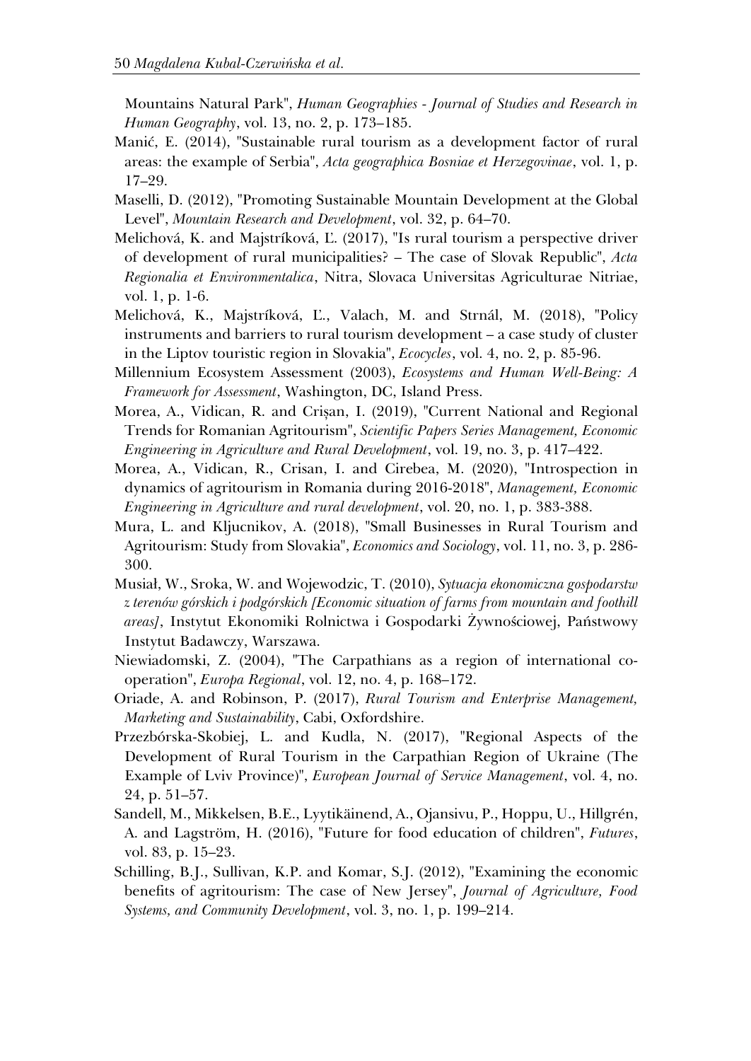Mountains Natural Park", *Human Geographies - Journal of Studies and Research in Human Geography*, vol. 13, no. 2, p. 173–185.

Manić, E. (2014), "Sustainable rural tourism as a development factor of rural areas: the example of Serbia", *Acta geographica Bosniae et Herzegovinae*, vol. 1, p. 17–29.

Maselli, D. (2012), "Promoting Sustainable Mountain Development at the Global Level", *Mountain Research and Development*, vol. 32, p. 64–70.

Melichová, K. and Majstríková, Ľ. (2017), "Is rural tourism a perspective driver of development of rural municipalities? – The case of Slovak Republic", *Acta Regionalia et Environmentalica*, Nitra, Slovaca Universitas Agriculturae Nitriae, vol. 1, p. 1-6.

Melichová, K., Majstríková, Ľ., Valach, M. and Strnál, M. (2018), "Policy instruments and barriers to rural tourism development – a case study of cluster in the Liptov touristic region in Slovakia", *Ecocycles*, vol. 4, no. 2, p. 85-96.

Millennium Ecosystem Assessment (2003), *Ecosystems and Human Well-Being: A Framework for Assessment*, Washington, DC, Island Press.

Morea, A., Vidican, R. and Crișan, I. (2019), "Current National and Regional Trends for Romanian Agritourism", *Scientific Papers Series Management, Economic Engineering in Agriculture and Rural Development*, vol. 19, no. 3, p. 417–422.

Morea, A., Vidican, R., Crisan, I. and Cirebea, M. (2020), "Introspection in dynamics of agritourism in Romania during 2016-2018", *Management, Economic Engineering in Agriculture and rural development*, vol. 20, no. 1, p. 383-388.

Mura, L. and Kljucnikov, A. (2018), "Small Businesses in Rural Tourism and Agritourism: Study from Slovakia", *Economics and Sociology*, vol. 11, no. 3, p. 286-300.

Musiał, W., Sroka, W. and Wojewodzic, T. (2010), *Sytuacja ekonomiczna gospodarstw z terenów górskich i podgórskich [Economic situation of farms from mountain and foothill areas]*, Instytut Ekonomiki Rolnictwa i Gospodarki Żywnościowej, Państwowy Instytut Badawczy, Warszawa.

Niewiadomski, Z. (2004), "The Carpathians as a region of international co-operation", *Europa Regional*, vol. 12, no. 4, p. 168–172.

Oriade, A. and Robinson, P. (2017), *Rural Tourism and Enterprise Management, Marketing and Sustainability*, Cabi, Oxfordshire.

Przezbórska-Skobiej, L. and Kudla, N. (2017), "Regional Aspects of the Development of Rural Tourism in the Carpathian Region of Ukraine (The Example of Lviv Province)", *European Journal of Service Management*, vol. 4, no. 24, p. 51–57.

Sandell, M., Mikkelsen, B.E., Lyytikäinend, A., Ojansivu, P., Hoppu, U., Hillgrén, A. and Lagström, H. (2016), "Future for food education of children", *Futures*, vol. 83, p. 15–23.

Schilling, B.J., Sullivan, K.P. and Komar, S.J. (2012), "Examining the economic benefits of agritourism: The case of New Jersey", *Journal of Agriculture, Food Systems, and Community Development*, vol. 3, no. 1, p. 199–214.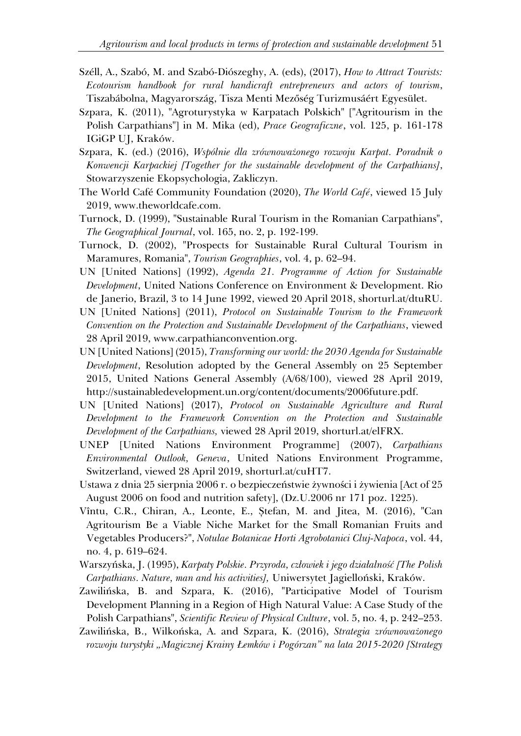Széll, A., Szabó, M. and Szabó-Diószeghy, A. (eds), (2017), *How to Attract Tourists: Ecotourism handbook for rural handicraft entrepreneurs and actors of tourism*, Tiszabábolna, Magyarország, Tisza Menti Mezőség Turizmusáért Egyesület.

Szpara, K. (2011), "Agroturystyka w Karpatach Polskich" ["Agritourism in the Polish Carpathians"] in M. Mika (ed), *Prace Geograficzne*, vol. 125, p. 161-178 IGiGP UJ, Kraków.

Szpara, K. (ed.) (2016), *Wspólnie dla zrównoważonego rozwoju Karpat. Poradnik o Konwencji Karpackiej [Together for the sustainable development of the Carpathians]*, Stowarzyszenie Ekopsychologia, Zakliczyn.

The World Café Community Foundation (2020), *The World Café*, viewed 15 July 2019, www.theworldcafe.com.

Turnock, D. (1999), "Sustainable Rural Tourism in the Romanian Carpathians", *The Geographical Journal*, vol. 165, no. 2, p. 192-199.

Turnock, D. (2002), "Prospects for Sustainable Rural Cultural Tourism in Maramures, Romania", *Tourism Geographies*, vol. 4, p. 62–94.

UN [United Nations] (1992), *Agenda 21. Programme of Action for Sustainable Development*, United Nations Conference on Environment & Development. Rio de Janerio, Brazil, 3 to 14 June 1992, viewed 20 April 2018, shorturl.at/dtuRU.

UN [United Nations] (2011), *Protocol on Sustainable Tourism to the Framework Convention on the Protection and Sustainable Development of the Carpathians*, viewed 28 April 2019, www.carpathianconvention.org.

UN [United Nations] (2015), *Transforming our world: the 2030 Agenda for Sustainable Development*, Resolution adopted by the General Assembly on 25 September 2015, United Nations General Assembly (A/68/100), viewed 28 April 2019, http://sustainabledevelopment.un.org/content/documents/2006future.pdf.

UN [United Nations] (2017), *Protocol on Sustainable Agriculture and Rural Development to the Framework Convention on the Protection and Sustainable Development of the Carpathians,* viewed 28 April 2019, shorturl.at/elFRX.

UNEP [United Nations Environment Programme] (2007), *Carpathians Environmental Outlook, Geneva*, United Nations Environment Programme, Switzerland, viewed 28 April 2019, shorturl.at/cuHT7.

Ustawa z dnia 25 sierpnia 2006 r. o bezpieczeństwie żywności i żywienia [Act of 25 August 2006 on food and nutrition safety], (Dz.U.2006 nr 171 poz. 1225).

Vîntu, C.R., Chiran, A., Leonte, E., Ștefan, M. and Jitea, M. (2016), "Can Agritourism Be a Viable Niche Market for the Small Romanian Fruits and Vegetables Producers?", *Notulae Botanicae Horti Agrobotanici Cluj-Napoca*, vol. 44, no. 4, p. 619–624.

Warszyńska, J. (1995), *Karpaty Polskie. Przyroda, człowiek i jego działalność [The Polish Carpathians. Nature, man and his activities],* Uniwersytet Jagielloński, Kraków.

Zawilińska, B. and Szpara, K. (2016), "Participative Model of Tourism Development Planning in a Region of High Natural Value: A Case Study of the Polish Carpathians", *Scientific Review of Physical Culture*, vol. 5, no. 4, p. 242–253.

Zawilińska, B., Wilkońska, A. and Szpara, K. (2016), *Strategia zrównoważonego rozwoju turystyki „Magicznej Krainy Łemków i Pogórzan" na lata 2015-2020 [Strategy*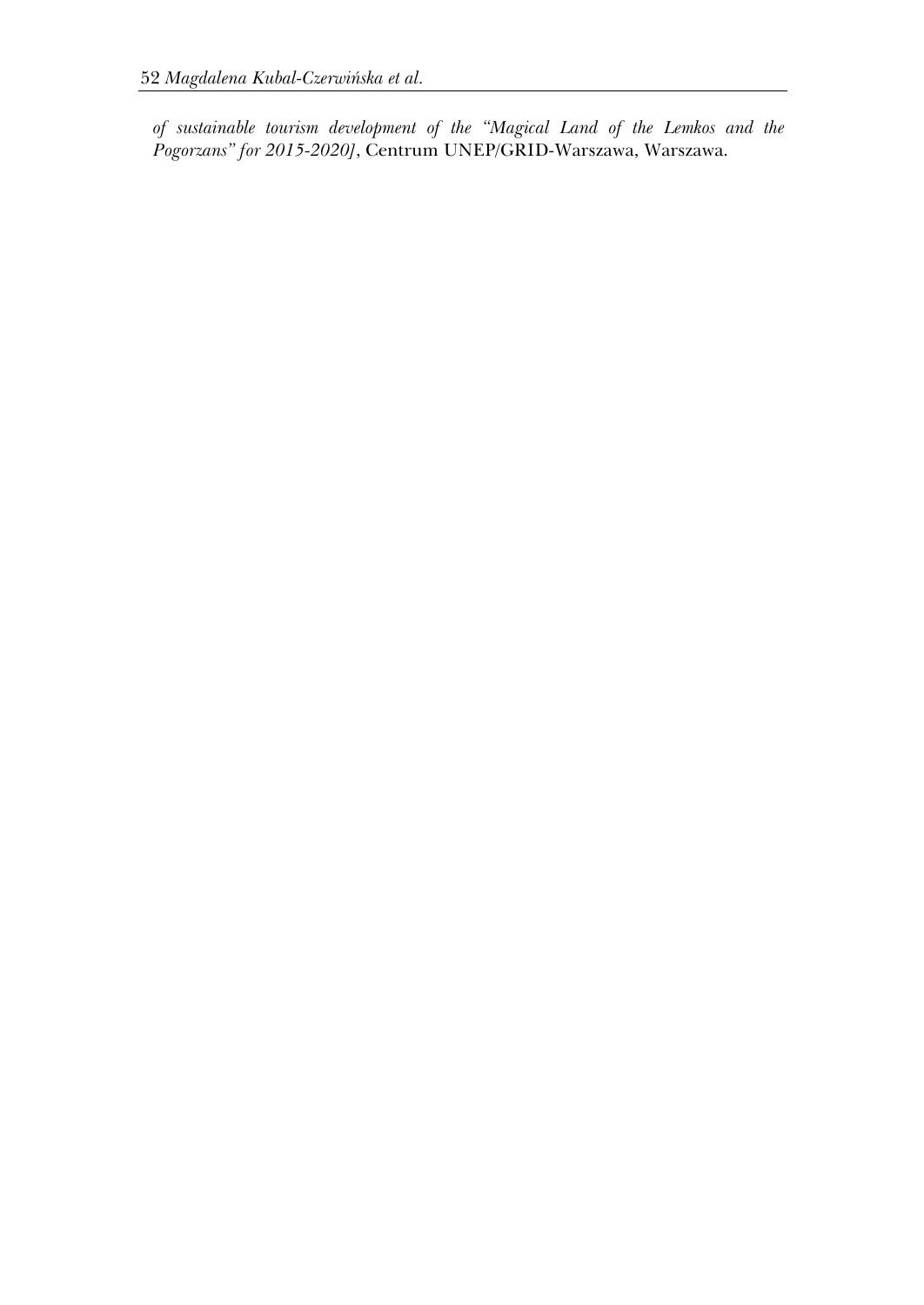*of sustainable tourism development of the "Magical Land of the Lemkos and the Pogorzans" for 2015-2020]*, Centrum UNEP/GRID-Warszawa, Warszawa.